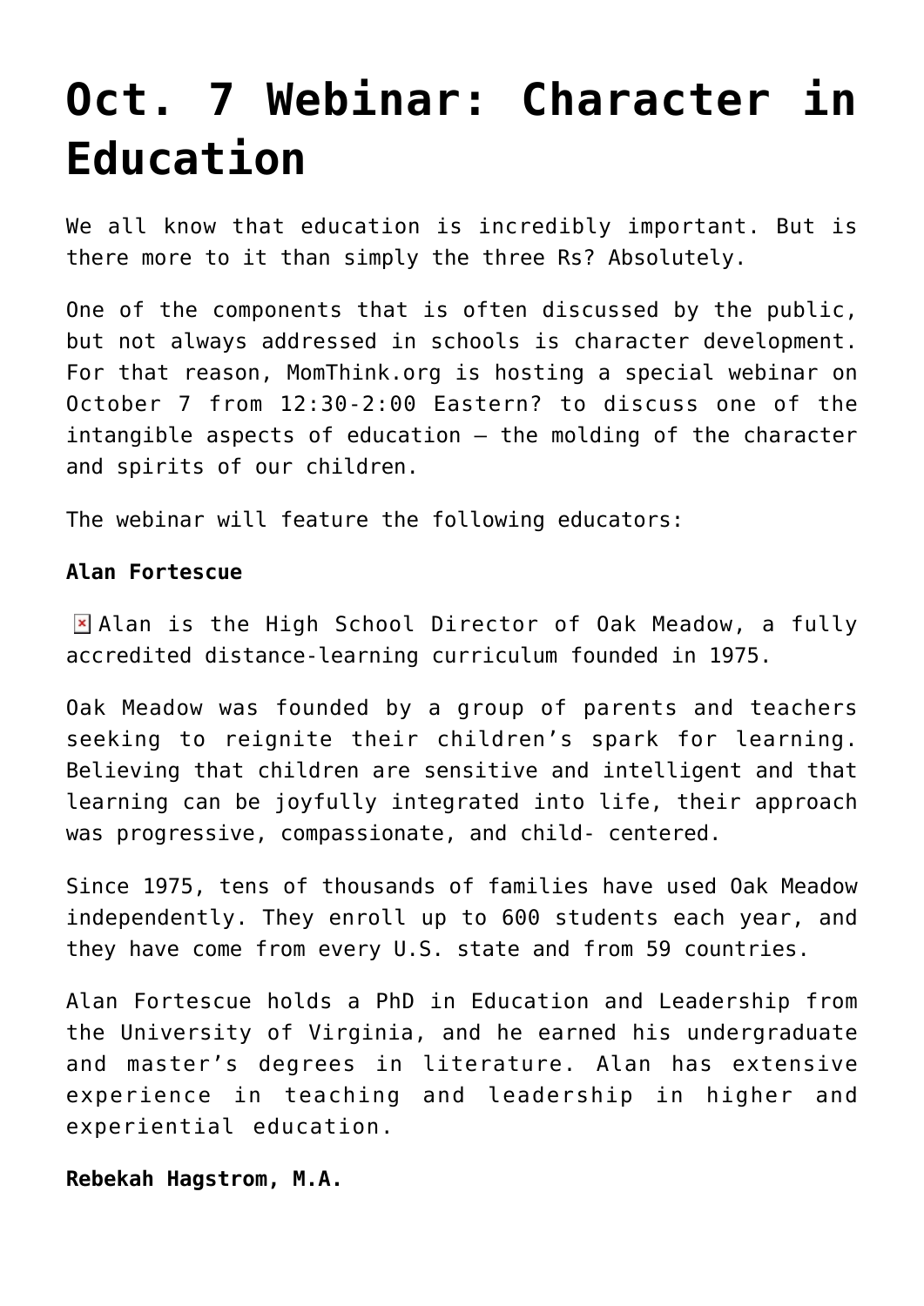# Oct. 7 Webinar: Character in Education

We all know that education is incredibly important. But is there more to it than simply the three Rs? Absolutely.

One of the components that is often discussed by the public, but not always addressed in schools is character development. For that reason, MomThink.org is hosting a special webinar on October 7 from 12:30-2:00 Eastern? to discuss one of the intangible aspects of education – the molding of the character and spirits of our children.

The webinar will feature the following educators:

**Alan Fortescue**

Alan is the High School Director of Oak Meadow, a fully accredited distance-learning curriculum founded in 1975.

Oak Meadow was founded by a group of parents and teachers seeking to reignite their children's spark for learning. Believing that children are sensitive and intelligent and that learning can be joyfully integrated into life, their approach was progressive, compassionate, and child- centered.

Since 1975, tens of thousands of families have used Oak Meadow independently. They enroll up to 600 students each year, and they have come from every U.S. state and from 59 countries.

Alan Fortescue holds a PhD in Education and Leadership from the University of Virginia, and he earned his undergraduate and master's degrees in literature. Alan has extensive experience in teaching and leadership in higher and experiential education.

**Rebekah Hagstrom, M.A.**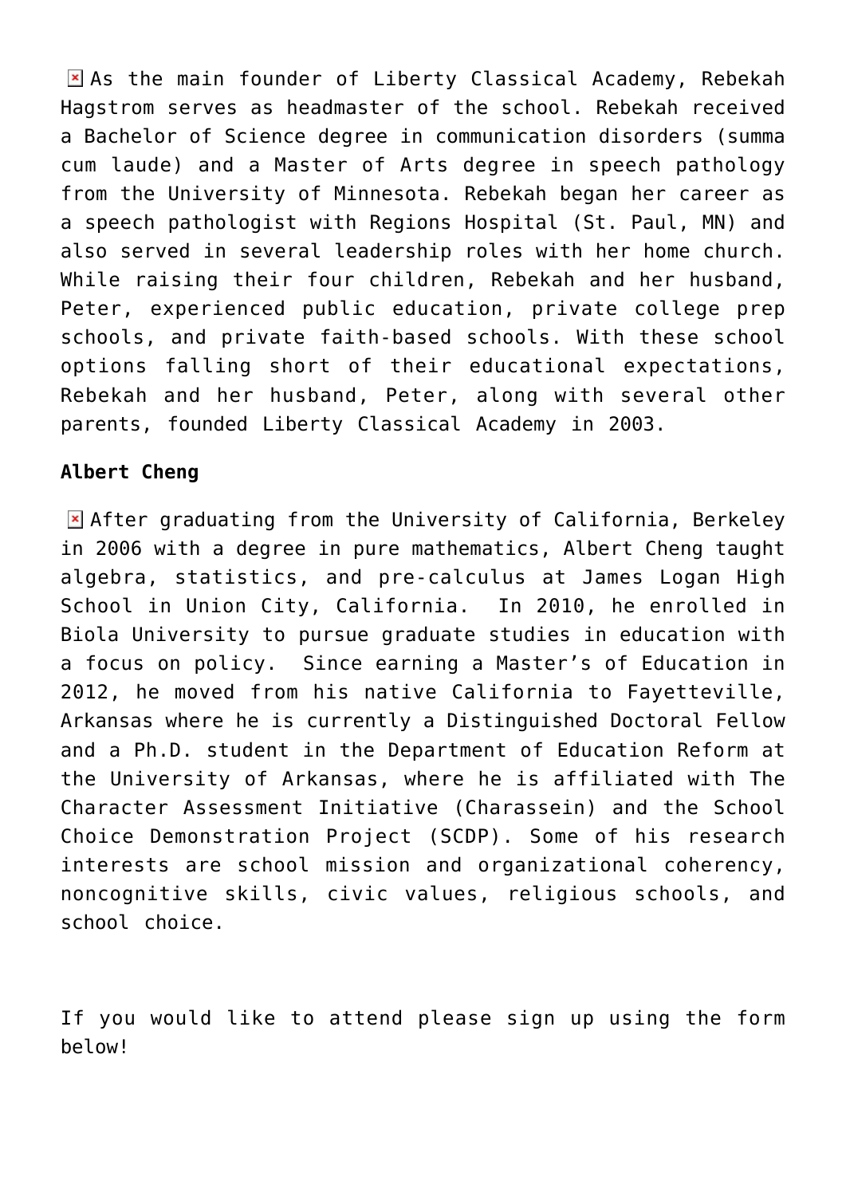As the main founder of Liberty Classical Academy, Rebekah Hagstrom serves as headmaster of the school. Rebekah received a Bachelor of Science degree in communication disorders (summa cum laude) and a Master of Arts degree in speech pathology from the University of Minnesota. Rebekah began her career as a speech pathologist with Regions Hospital (St. Paul, MN) and also served in several leadership roles with her home church. While raising their four children, Rebekah and her husband, Peter, experienced public education, private college prep schools, and private faith-based schools. With these school options falling short of their educational expectations, Rebekah and her husband, Peter, along with several other parents, founded Liberty Classical Academy in 2003.

**Albert Cheng**

After graduating from the University of California, Berkeley in 2006 with a degree in pure mathematics, Albert Cheng taught algebra, statistics, and pre-calculus at James Logan High School in Union City, California. In 2010, he enrolled in Biola University to pursue graduate studies in education with a focus on policy. Since earning a Master's of Education in 2012, he moved from his native California to Fayetteville, Arkansas where he is currently a Distinguished Doctoral Fellow and a Ph.D. student in the Department of Education Reform at the University of Arkansas, where he is affiliated with The Character Assessment Initiative (Charassein) and the School Choice Demonstration Project (SCDP). Some of his research interests are school mission and organizational coherency, noncognitive skills, civic values, religious schools, and school choice.

If you would like to attend please sign up using the form below!